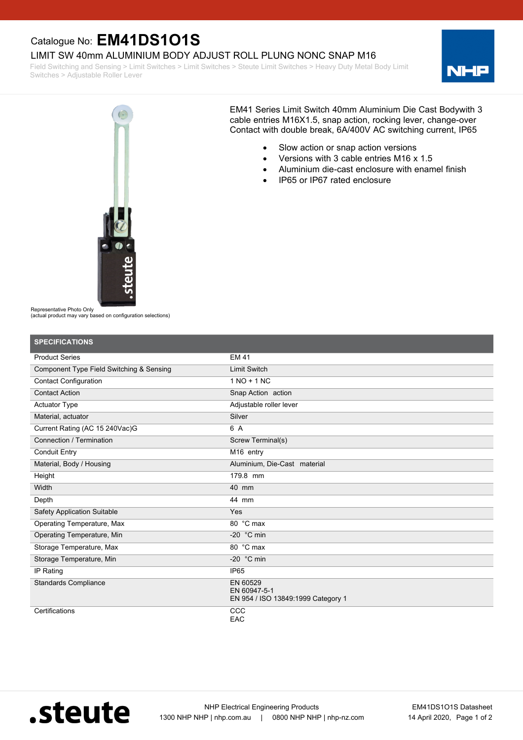Catalogue No: **EM41DS1O1S**

# LIMIT SW 40mm ALUMINIUM BODY ADJUST ROLL PLUNG NONC SNAP M16

Field Switching and Sensing > Limit Switches > Limit Switches > Steute Limit Switches > Heavy Duty Metal Body Limit Switches > Adjustable Roller Lever

Representative Photo Only
(actual product may vary based on configuration selections)

EM41 Series Limit Switch 40mm Aluminium Die Cast Bodywith 3 cable entries M16X1.5, snap action, rocking lever, change-over Contact with double break, 6A/400V AC switching current, IP65

- Slow action or snap action versions
- Versions with 3 cable entries M16 x 1.5
- Aluminium die-cast enclosure with enamel finish
- IP65 or IP67 rated enclosure

## SPECIFICATIONS

| | |
|---|---|
| Product Series | EM 41 |
| Component Type Field Switching & Sensing | Limit Switch |
| Contact Configuration | 1 NO + 1 NC |
| Contact Action | Snap Action action |
| Actuator Type | Adjustable roller lever |
| Material, actuator | Silver |
| Current Rating (AC 15 240Vac)G | 6 A |
| Connection / Termination | Screw Terminal(s) |
| Conduit Entry | M16 entry |
| Material, Body / Housing | Aluminium, Die-Cast material |
| Height | 179.8 mm |
| Width | 40 mm |
| Depth | 44 mm |
| Safety Application Suitable | Yes |
| Operating Temperature, Max | 80 °C max |
| Operating Temperature, Min | -20 °C min |
| Storage Temperature, Max | 80 °C max |
| Storage Temperature, Min | -20 °C min |
| IP Rating | IP65 |
| Standards Compliance | EN 60529<br>EN 60947-5-1<br>EN 954 / ISO 13849:1999 Category 1 |
| Certifications | CCC<br>EAC |

.steute

NHP Electrical Engineering Products
1300 NHP NHP | nhp.com.au | 0800 NHP NHP | nhp-nz.com

EM41DS1O1S Datasheet
14 April 2020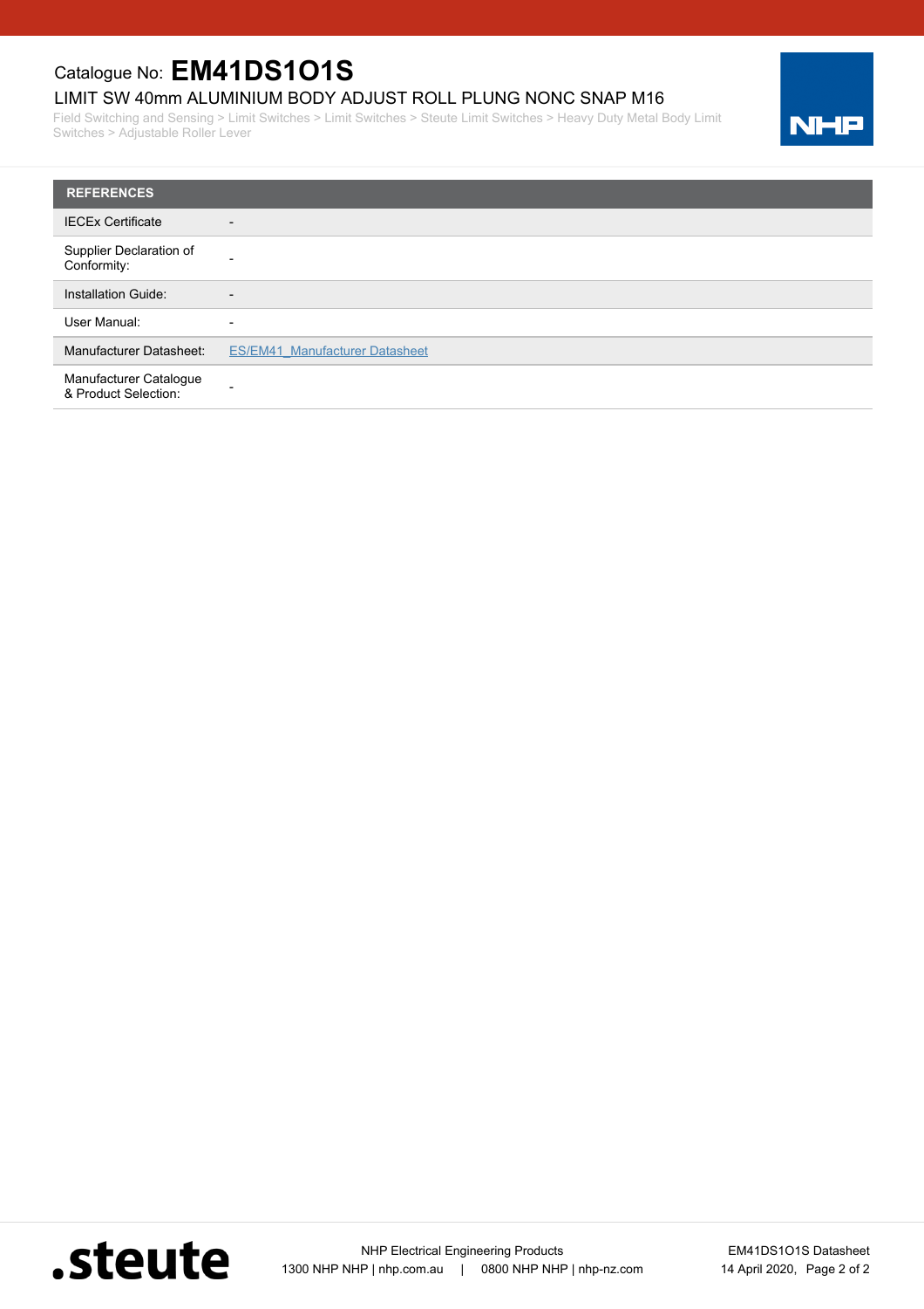Catalogue No: **EM41DS1O1S**

LIMIT SW 40mm ALUMINIUM BODY ADJUST ROLL PLUNG NONC SNAP M16

Field Switching and Sensing > Limit Switches > Limit Switches > Steute Limit Switches > Heavy Duty Metal Body Limit Switches > Adjustable Roller Lever

| REFERENCES | |
|---|---|
| IECEx Certificate | - |
| Supplier Declaration of Conformity: | - |
| Installation Guide: | - |
| User Manual: | - |
| Manufacturer Datasheet: | ES/EM41_Manufacturer Datasheet |
| Manufacturer Catalogue & Product Selection: | - |

NHP Electrical Engineering Products
1300 NHP NHP | nhp.com.au | 0800 NHP NHP | nhp-nz.com